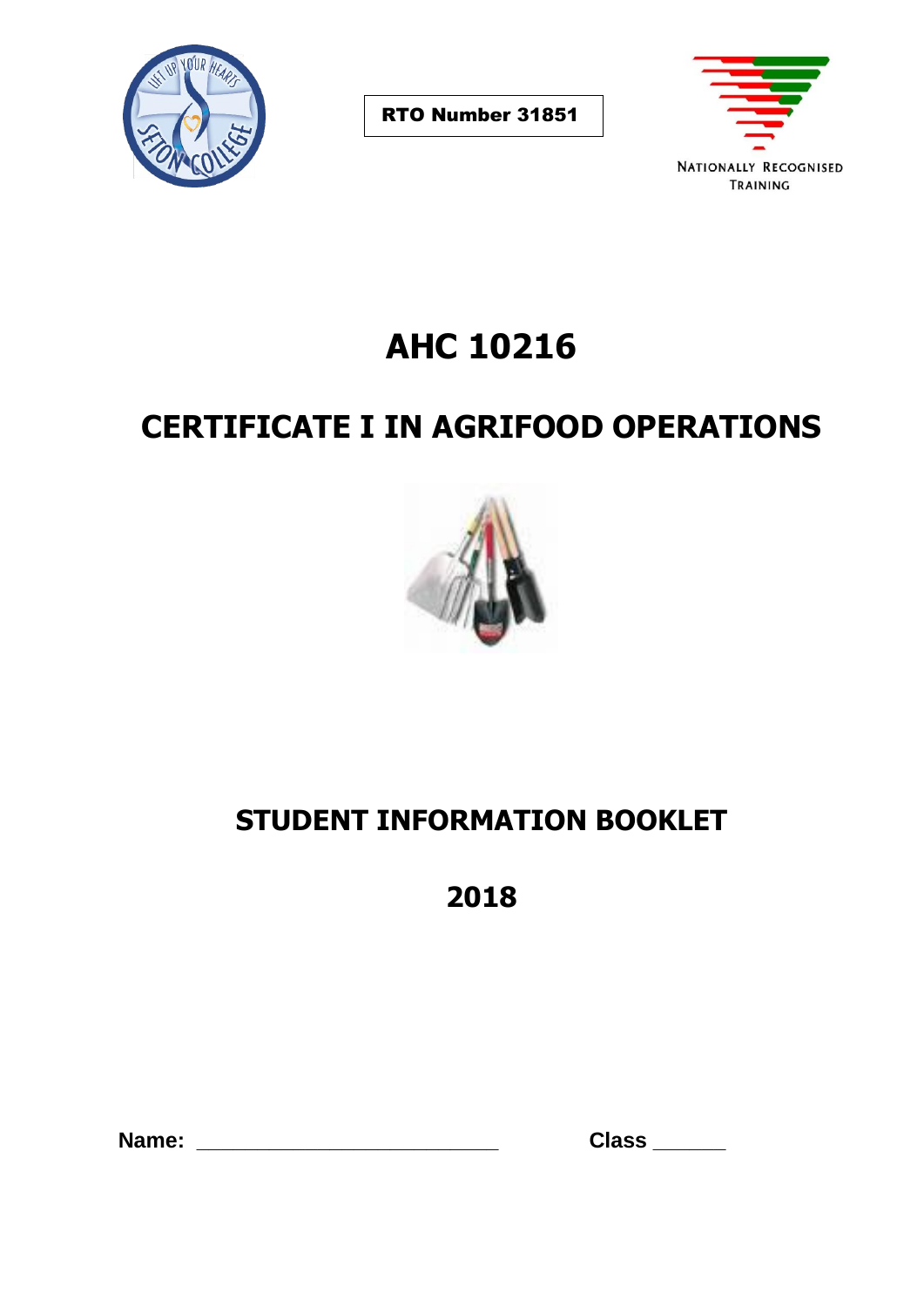RTO Number 31851

NATIONALLY RECOGNISED TRAINING

# AHC 10216

# CERTIFICATE I IN AGRIFOOD OPERATIONS

## STUDENT INFORMATION BOOKLET

## 2018

**Name:** ________________________ **Class** ______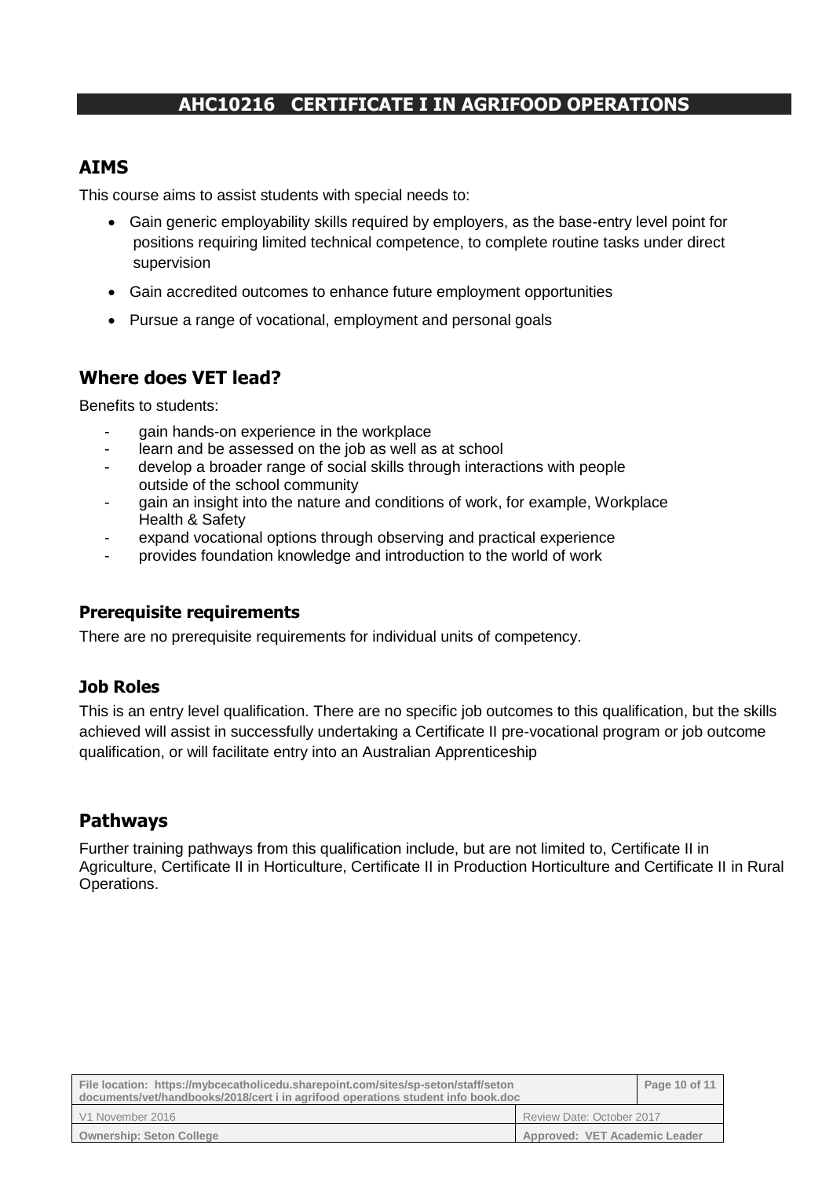# AHC10216 CERTIFICATE I IN AGRIFOOD OPERATIONS

## AIMS

This course aims to assist students with special needs to:

- Gain generic employability skills required by employers, as the base-entry level point for positions requiring limited technical competence, to complete routine tasks under direct supervision
- Gain accredited outcomes to enhance future employment opportunities
- Pursue a range of vocational, employment and personal goals

## Where does VET lead?

Benefits to students:

- gain hands-on experience in the workplace
- learn and be assessed on the job as well as at school
- develop a broader range of social skills through interactions with people outside of the school community
- gain an insight into the nature and conditions of work, for example, Workplace Health & Safety
- expand vocational options through observing and practical experience
- provides foundation knowledge and introduction to the world of work

### Prerequisite requirements

There are no prerequisite requirements for individual units of competency.

### Job Roles

This is an entry level qualification. There are no specific job outcomes to this qualification, but the skills achieved will assist in successfully undertaking a Certificate II pre-vocational program or job outcome qualification, or will facilitate entry into an Australian Apprenticeship

## Pathways

Further training pathways from this qualification include, but are not limited to, Certificate II in Agriculture, Certificate II in Horticulture, Certificate II in Production Horticulture and Certificate II in Rural Operations.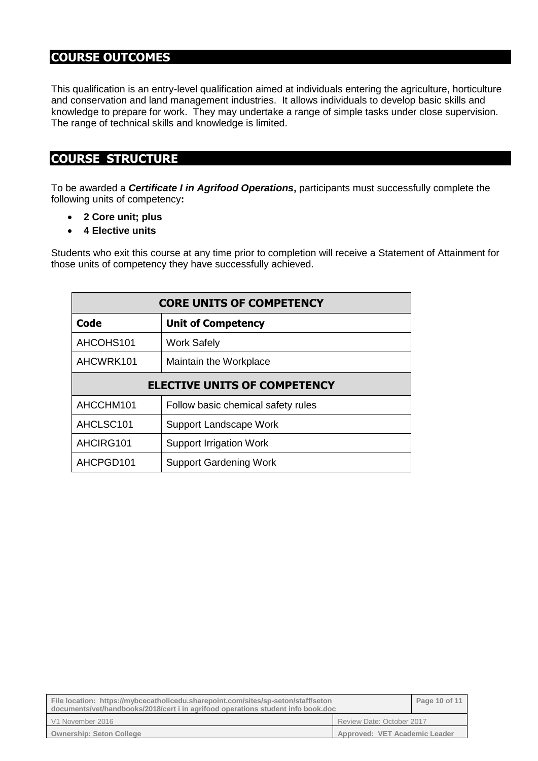## COURSE OUTCOMES

This qualification is an entry-level qualification aimed at individuals entering the agriculture, horticulture and conservation and land management industries. It allows individuals to develop basic skills and knowledge to prepare for work. They may undertake a range of simple tasks under close supervision. The range of technical skills and knowledge is limited.

## COURSE STRUCTURE

To be awarded a ***Certificate I in Agrifood Operations***, participants must successfully complete the following units of competency**:**

- **2 Core unit; plus**
- **4 Elective units**

Students who exit this course at any time prior to completion will receive a Statement of Attainment for those units of competency they have successfully achieved.

| **CORE UNITS OF COMPETENCY** | |
|---|---|
| **Code** | **Unit of Competency** |
| AHCOHS101 | Work Safely |
| AHCWRK101 | Maintain the Workplace |
| **ELECTIVE UNITS OF COMPETENCY** | |
| AHCCHM101 | Follow basic chemical safety rules |
| AHCLSC101 | Support Landscape Work |
| AHCIRG101 | Support Irrigation Work |
| AHCPGD101 | Support Gardening Work |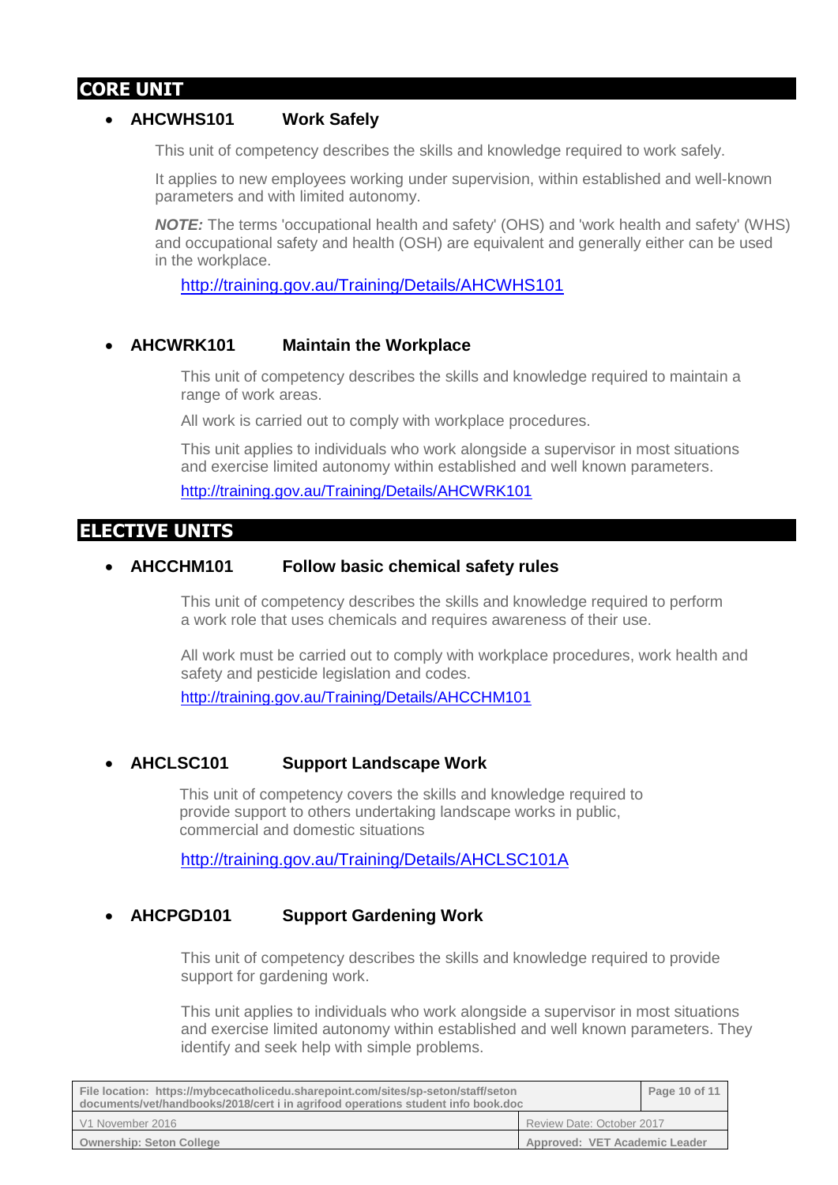## CORE UNIT

- **AHCWHS101 Work Safely**

  This unit of competency describes the skills and knowledge required to work safely.

  It applies to new employees working under supervision, within established and well-known parameters and with limited autonomy.

  ***NOTE:*** The terms 'occupational health and safety' (OHS) and 'work health and safety' (WHS) and occupational safety and health (OSH) are equivalent and generally either can be used in the workplace.

  http://training.gov.au/Training/Details/AHCWHS101

- **AHCWRK101 Maintain the Workplace**

  This unit of competency describes the skills and knowledge required to maintain a range of work areas.

  All work is carried out to comply with workplace procedures.

  This unit applies to individuals who work alongside a supervisor in most situations and exercise limited autonomy within established and well known parameters.

  http://training.gov.au/Training/Details/AHCWRK101

## ELECTIVE UNITS

- **AHCCHM101 Follow basic chemical safety rules**

  This unit of competency describes the skills and knowledge required to perform a work role that uses chemicals and requires awareness of their use.

  All work must be carried out to comply with workplace procedures, work health and safety and pesticide legislation and codes.

  http://training.gov.au/Training/Details/AHCCHM101

- **AHCLSC101 Support Landscape Work**

  This unit of competency covers the skills and knowledge required to provide support to others undertaking landscape works in public, commercial and domestic situations

  http://training.gov.au/Training/Details/AHCLSC101A

- **AHCPGD101 Support Gardening Work**

  This unit of competency describes the skills and knowledge required to provide support for gardening work.

  This unit applies to individuals who work alongside a supervisor in most situations and exercise limited autonomy within established and well known parameters. They identify and seek help with simple problems.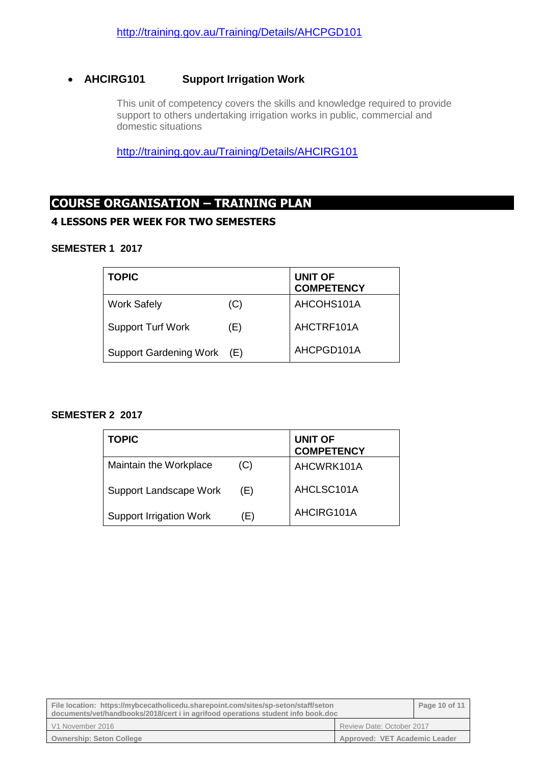http://training.gov.au/Training/Details/AHCPGD101

- **AHCIRG101 Support Irrigation Work**

  This unit of competency covers the skills and knowledge required to provide support to others undertaking irrigation works in public, commercial and domestic situations

  http://training.gov.au/Training/Details/AHCIRG101

## COURSE ORGANISATION – TRAINING PLAN

### 4 LESSONS PER WEEK FOR TWO SEMESTERS

**SEMESTER 1 2017**

| TOPIC | | UNIT OF COMPETENCY |
|---|---|---|
| Work Safely | (C) | AHCOHS101A |
| Support Turf Work | (E) | AHCTRF101A |
| Support Gardening Work | (E) | AHCPGD101A |

**SEMESTER 2 2017**

| TOPIC | | UNIT OF COMPETENCY |
|---|---|---|
| Maintain the Workplace | (C) | AHCWRK101A |
| Support Landscape Work | (E) | AHCLSC101A |
| Support Irrigation Work | (E) | AHCIRG101A |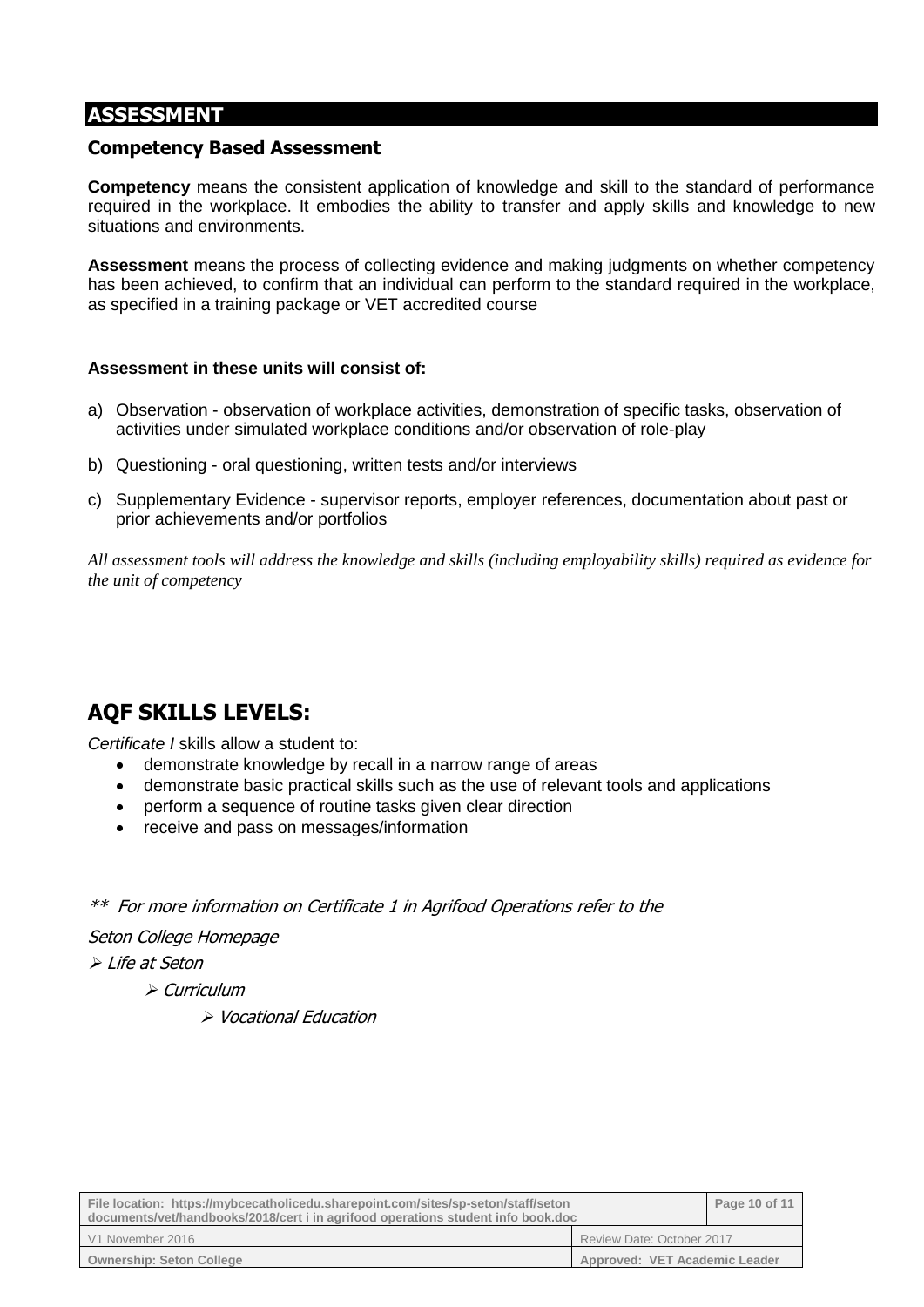# ASSESSMENT

## Competency Based Assessment

**Competency** means the consistent application of knowledge and skill to the standard of performance required in the workplace. It embodies the ability to transfer and apply skills and knowledge to new situations and environments.

**Assessment** means the process of collecting evidence and making judgments on whether competency has been achieved, to confirm that an individual can perform to the standard required in the workplace, as specified in a training package or VET accredited course

**Assessment in these units will consist of:**

a) Observation - observation of workplace activities, demonstration of specific tasks, observation of activities under simulated workplace conditions and/or observation of role-play

b) Questioning - oral questioning, written tests and/or interviews

c) Supplementary Evidence - supervisor reports, employer references, documentation about past or prior achievements and/or portfolios

*All assessment tools will address the knowledge and skills (including employability skills) required as evidence for the unit of competency*

## AQF SKILLS LEVELS:

*Certificate I* skills allow a student to:

- demonstrate knowledge by recall in a narrow range of areas
- demonstrate basic practical skills such as the use of relevant tools and applications
- perform a sequence of routine tasks given clear direction
- receive and pass on messages/information

*** For more information on Certificate 1 in Agrifood Operations refer to the*

*Seton College Homepage*

- *Life at Seton*
  - *Curriculum*
    - *Vocational Education*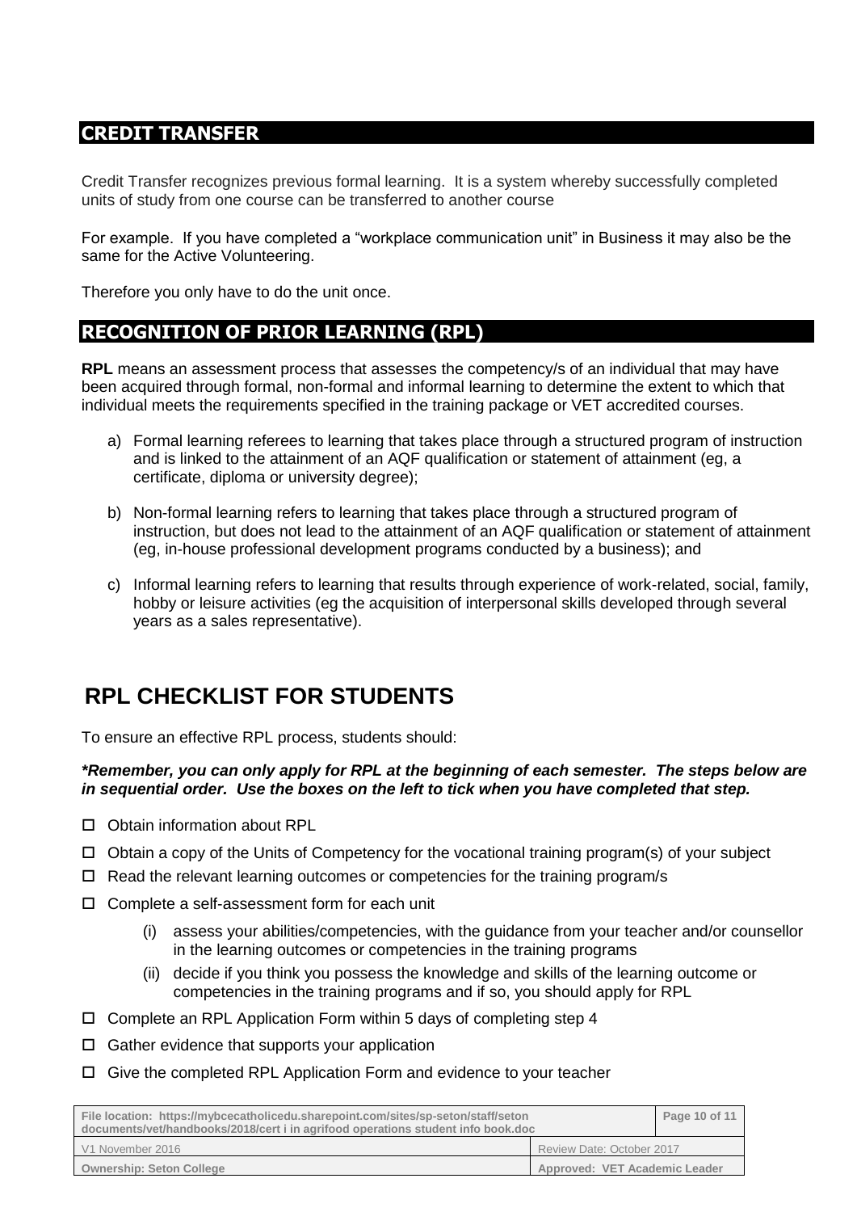## CREDIT TRANSFER

Credit Transfer recognizes previous formal learning. It is a system whereby successfully completed units of study from one course can be transferred to another course

For example. If you have completed a "workplace communication unit" in Business it may also be the same for the Active Volunteering.

Therefore you only have to do the unit once.

## RECOGNITION OF PRIOR LEARNING (RPL)

**RPL** means an assessment process that assesses the competency/s of an individual that may have been acquired through formal, non-formal and informal learning to determine the extent to which that individual meets the requirements specified in the training package or VET accredited courses.

a) Formal learning referees to learning that takes place through a structured program of instruction and is linked to the attainment of an AQF qualification or statement of attainment (eg, a certificate, diploma or university degree);

b) Non-formal learning refers to learning that takes place through a structured program of instruction, but does not lead to the attainment of an AQF qualification or statement of attainment (eg, in-house professional development programs conducted by a business); and

c) Informal learning refers to learning that results through experience of work-related, social, family, hobby or leisure activities (eg the acquisition of interpersonal skills developed through several years as a sales representative).

# RPL CHECKLIST FOR STUDENTS

To ensure an effective RPL process, students should:

***Remember, you can only apply for RPL at the beginning of each semester. The steps below are in sequential order. Use the boxes on the left to tick when you have completed that step.***

- ☐ Obtain information about RPL
- ☐ Obtain a copy of the Units of Competency for the vocational training program(s) of your subject
- ☐ Read the relevant learning outcomes or competencies for the training program/s
- ☐ Complete a self-assessment form for each unit
  - (i) assess your abilities/competencies, with the guidance from your teacher and/or counsellor in the learning outcomes or competencies in the training programs
  - (ii) decide if you think you possess the knowledge and skills of the learning outcome or competencies in the training programs and if so, you should apply for RPL
- ☐ Complete an RPL Application Form within 5 days of completing step 4
- ☐ Gather evidence that supports your application
- ☐ Give the completed RPL Application Form and evidence to your teacher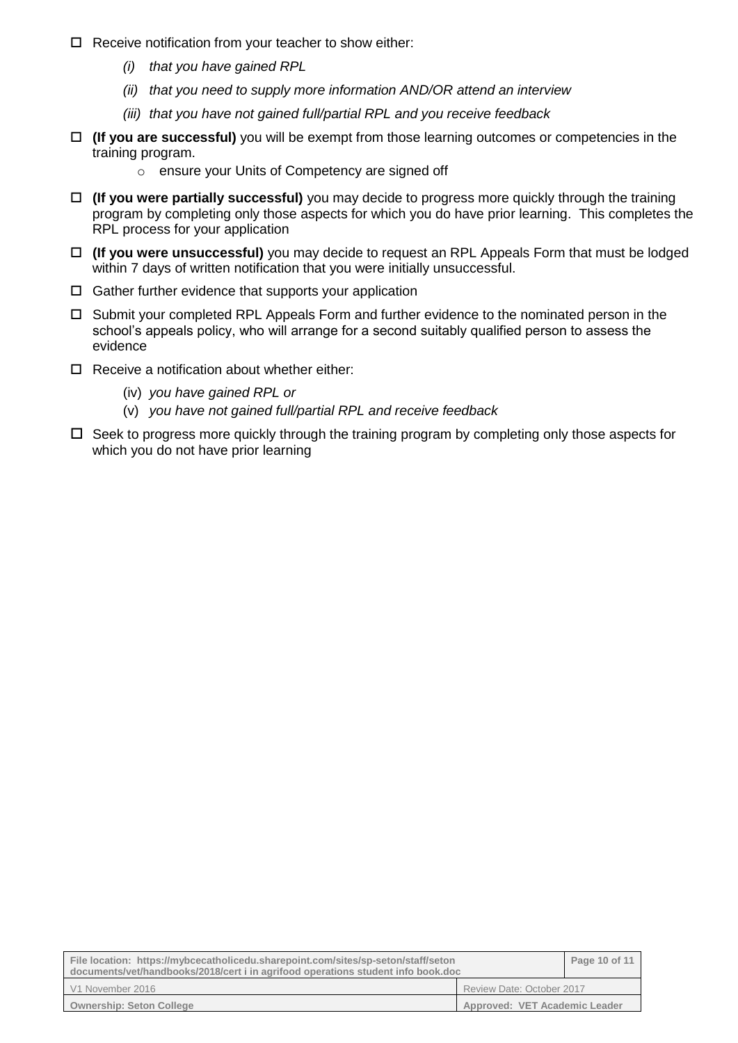- ☐ Receive notification from your teacher to show either:
  - *(i) that you have gained RPL*
  - *(ii) that you need to supply more information AND/OR attend an interview*
  - *(iii) that you have not gained full/partial RPL and you receive feedback*
- ☐ **(If you are successful)** you will be exempt from those learning outcomes or competencies in the training program.
  - ensure your Units of Competency are signed off
- ☐ **(If you were partially successful)** you may decide to progress more quickly through the training program by completing only those aspects for which you do have prior learning. This completes the RPL process for your application
- ☐ **(If you were unsuccessful)** you may decide to request an RPL Appeals Form that must be lodged within 7 days of written notification that you were initially unsuccessful.
- ☐ Gather further evidence that supports your application
- ☐ Submit your completed RPL Appeals Form and further evidence to the nominated person in the school's appeals policy, who will arrange for a second suitably qualified person to assess the evidence
- ☐ Receive a notification about whether either:
  - (iv) *you have gained RPL or*
  - (v) *you have not gained full/partial RPL and receive feedback*
- ☐ Seek to progress more quickly through the training program by completing only those aspects for which you do not have prior learning